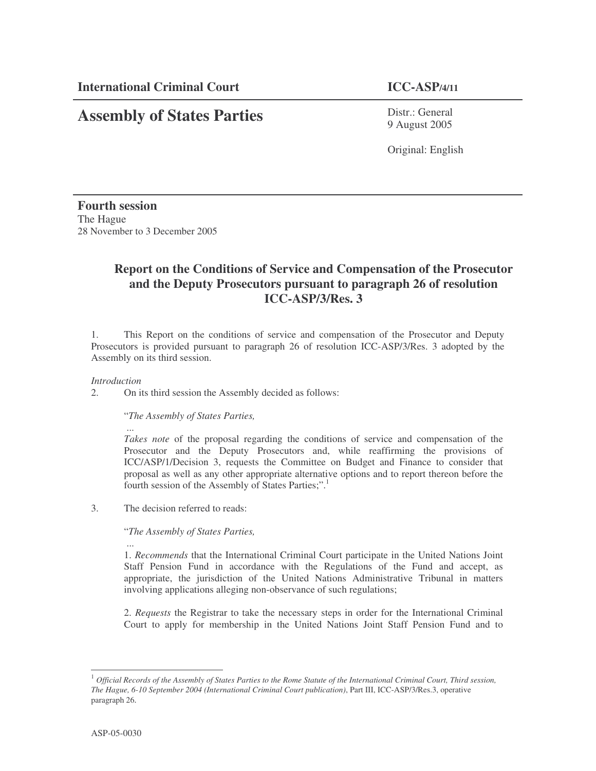**International Criminal Court** **ICC-ASP/4/11**

# Assembly of States Parties

Distr.: General
9 August 2005

Original: English

**Fourth session**
The Hague
28 November to 3 December 2005

## Report on the Conditions of Service and Compensation of the Prosecutor and the Deputy Prosecutors pursuant to paragraph 26 of resolution ICC-ASP/3/Res. 3

1. This Report on the conditions of service and compensation of the Prosecutor and Deputy Prosecutors is provided pursuant to paragraph 26 of resolution ICC-ASP/3/Res. 3 adopted by the Assembly on its third session.

*Introduction*

2. On its third session the Assembly decided as follows:

> "*The Assembly of States Parties,*
>
> ...
>
> *Takes note* of the proposal regarding the conditions of service and compensation of the Prosecutor and the Deputy Prosecutors and, while reaffirming the provisions of ICC/ASP/1/Decision 3, requests the Committee on Budget and Finance to consider that proposal as well as any other appropriate alternative options and to report thereon before the fourth session of the Assembly of States Parties;".[1]

3. The decision referred to reads:

> "*The Assembly of States Parties,*
>
> ...
>
> 1. *Recommends* that the International Criminal Court participate in the United Nations Joint Staff Pension Fund in accordance with the Regulations of the Fund and accept, as appropriate, the jurisdiction of the United Nations Administrative Tribunal in matters involving applications alleging non-observance of such regulations;
>
> 2. *Requests* the Registrar to take the necessary steps in order for the International Criminal Court to apply for membership in the United Nations Joint Staff Pension Fund and to

---

[1] *Official Records of the Assembly of States Parties to the Rome Statute of the International Criminal Court, Third session, The Hague, 6-10 September 2004 (International Criminal Court publication)*, Part III, ICC-ASP/3/Res.3, operative paragraph 26.

ASP-05-0030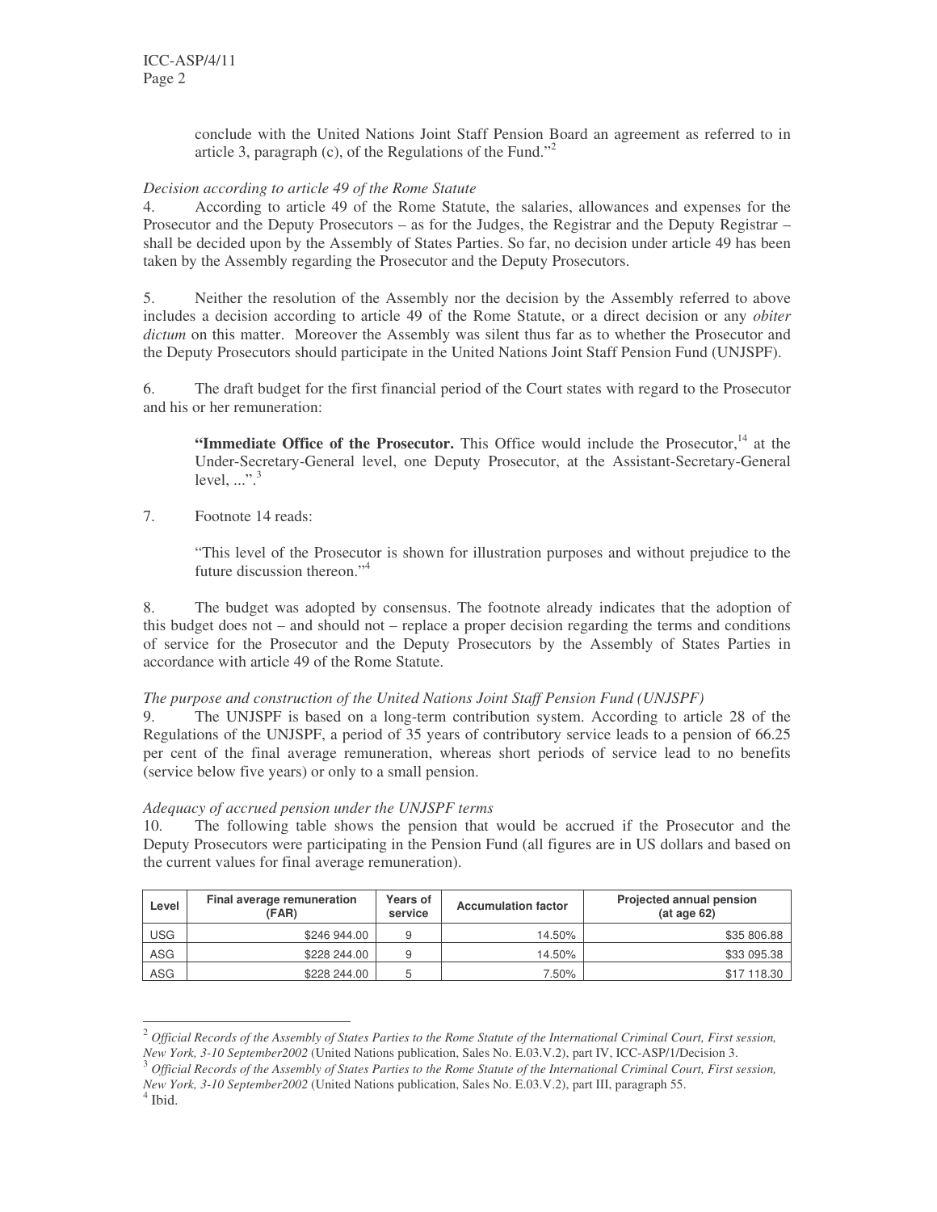conclude with the United Nations Joint Staff Pension Board an agreement as referred to in article 3, paragraph (c), of the Regulations of the Fund."[2]

*Decision according to article 49 of the Rome Statute*

4. According to article 49 of the Rome Statute, the salaries, allowances and expenses for the Prosecutor and the Deputy Prosecutors – as for the Judges, the Registrar and the Deputy Registrar – shall be decided upon by the Assembly of States Parties. So far, no decision under article 49 has been taken by the Assembly regarding the Prosecutor and the Deputy Prosecutors.

5. Neither the resolution of the Assembly nor the decision by the Assembly referred to above includes a decision according to article 49 of the Rome Statute, or a direct decision or any *obiter dictum* on this matter. Moreover the Assembly was silent thus far as to whether the Prosecutor and the Deputy Prosecutors should participate in the United Nations Joint Staff Pension Fund (UNJSPF).

6. The draft budget for the first financial period of the Court states with regard to the Prosecutor and his or her remuneration:

> "**Immediate Office of the Prosecutor.** This Office would include the Prosecutor,[14] at the Under-Secretary-General level, one Deputy Prosecutor, at the Assistant-Secretary-General level, ...".[3]

7. Footnote 14 reads:

> "This level of the Prosecutor is shown for illustration purposes and without prejudice to the future discussion thereon."[4]

8. The budget was adopted by consensus. The footnote already indicates that the adoption of this budget does not – and should not – replace a proper decision regarding the terms and conditions of service for the Prosecutor and the Deputy Prosecutors by the Assembly of States Parties in accordance with article 49 of the Rome Statute.

*The purpose and construction of the United Nations Joint Staff Pension Fund (UNJSPF)*

9. The UNJSPF is based on a long-term contribution system. According to article 28 of the Regulations of the UNJSPF, a period of 35 years of contributory service leads to a pension of 66.25 per cent of the final average remuneration, whereas short periods of service lead to no benefits (service below five years) or only to a small pension.

*Adequacy of accrued pension under the UNJSPF terms*

10. The following table shows the pension that would be accrued if the Prosecutor and the Deputy Prosecutors were participating in the Pension Fund (all figures are in US dollars and based on the current values for final average remuneration).

| Level | Final average remuneration (FAR) | Years of service | Accumulation factor | Projected annual pension (at age 62) |
|---|---|---|---|---|
| USG | $246 944.00 | 9 | 14.50% | $35 806.88 |
| ASG | $228 244.00 | 9 | 14.50% | $33 095.38 |
| ASG | $228 244.00 | 5 | 7.50% | $17 118.30 |

[2] *Official Records of the Assembly of States Parties to the Rome Statute of the International Criminal Court, First session, New York, 3-10 September2002* (United Nations publication, Sales No. E.03.V.2), part IV, ICC-ASP/1/Decision 3.

[3] *Official Records of the Assembly of States Parties to the Rome Statute of the International Criminal Court, First session, New York, 3-10 September2002* (United Nations publication, Sales No. E.03.V.2), part III, paragraph 55.

[4] Ibid.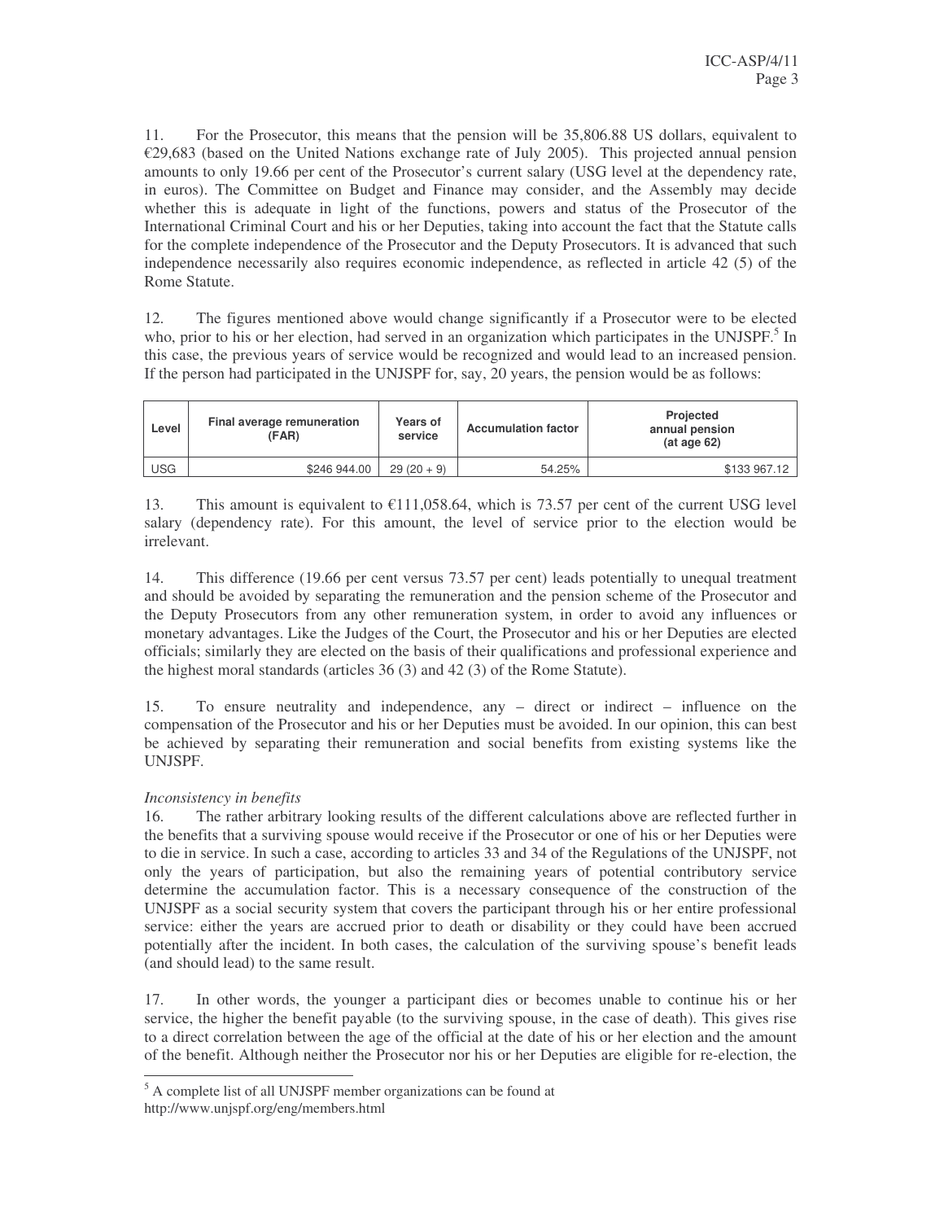11. For the Prosecutor, this means that the pension will be 35,806.88 US dollars, equivalent to €29,683 (based on the United Nations exchange rate of July 2005). This projected annual pension amounts to only 19.66 per cent of the Prosecutor's current salary (USG level at the dependency rate, in euros). The Committee on Budget and Finance may consider, and the Assembly may decide whether this is adequate in light of the functions, powers and status of the Prosecutor of the International Criminal Court and his or her Deputies, taking into account the fact that the Statute calls for the complete independence of the Prosecutor and the Deputy Prosecutors. It is advanced that such independence necessarily also requires economic independence, as reflected in article 42 (5) of the Rome Statute.

12. The figures mentioned above would change significantly if a Prosecutor were to be elected who, prior to his or her election, had served in an organization which participates in the UNJSPF.[5] In this case, the previous years of service would be recognized and would lead to an increased pension. If the person had participated in the UNJSPF for, say, 20 years, the pension would be as follows:

| Level | Final average remuneration (FAR) | Years of service | Accumulation factor | Projected annual pension (at age 62) |
|---|---|---|---|---|
| USG | $246 944.00 | 29 (20 + 9) | 54.25% | $133 967.12 |

13. This amount is equivalent to €111,058.64, which is 73.57 per cent of the current USG level salary (dependency rate). For this amount, the level of service prior to the election would be irrelevant.

14. This difference (19.66 per cent versus 73.57 per cent) leads potentially to unequal treatment and should be avoided by separating the remuneration and the pension scheme of the Prosecutor and the Deputy Prosecutors from any other remuneration system, in order to avoid any influences or monetary advantages. Like the Judges of the Court, the Prosecutor and his or her Deputies are elected officials; similarly they are elected on the basis of their qualifications and professional experience and the highest moral standards (articles 36 (3) and 42 (3) of the Rome Statute).

15. To ensure neutrality and independence, any – direct or indirect – influence on the compensation of the Prosecutor and his or her Deputies must be avoided. In our opinion, this can best be achieved by separating their remuneration and social benefits from existing systems like the UNJSPF.

*Inconsistency in benefits*

16. The rather arbitrary looking results of the different calculations above are reflected further in the benefits that a surviving spouse would receive if the Prosecutor or one of his or her Deputies were to die in service. In such a case, according to articles 33 and 34 of the Regulations of the UNJSPF, not only the years of participation, but also the remaining years of potential contributory service determine the accumulation factor. This is a necessary consequence of the construction of the UNJSPF as a social security system that covers the participant through his or her entire professional service: either the years are accrued prior to death or disability or they could have been accrued potentially after the incident. In both cases, the calculation of the surviving spouse's benefit leads (and should lead) to the same result.

17. In other words, the younger a participant dies or becomes unable to continue his or her service, the higher the benefit payable (to the surviving spouse, in the case of death). This gives rise to a direct correlation between the age of the official at the date of his or her election and the amount of the benefit. Although neither the Prosecutor nor his or her Deputies are eligible for re-election, the

[5] A complete list of all UNJSPF member organizations can be found at http://www.unjspf.org/eng/members.html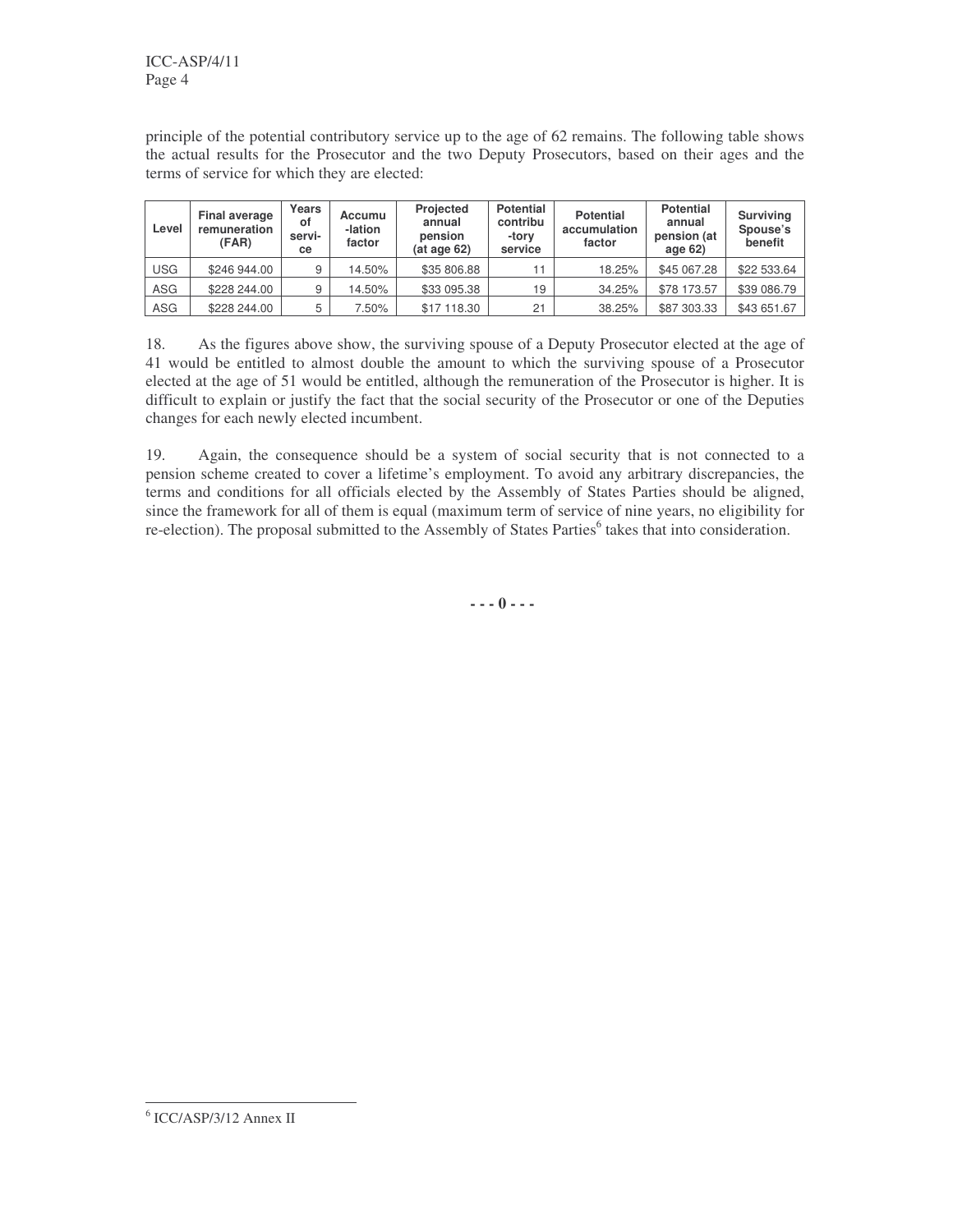principle of the potential contributory service up to the age of 62 remains. The following table shows the actual results for the Prosecutor and the two Deputy Prosecutors, based on their ages and the terms of service for which they are elected:

| Level | Final average remuneration (FAR) | Years of servi-ce | Accumu-lation factor | Projected annual pension (at age 62) | Potential contribu-tory service | Potential accumulation factor | Potential annual pension (at age 62) | Surviving Spouse's benefit |
|---|---|---|---|---|---|---|---|---|
| USG | $246 944.00 | 9 | 14.50% | $35 806.88 | 11 | 18.25% | $45 067.28 | $22 533.64 |
| ASG | $228 244.00 | 9 | 14.50% | $33 095.38 | 19 | 34.25% | $78 173.57 | $39 086.79 |
| ASG | $228 244.00 | 5 | 7.50% | $17 118.30 | 21 | 38.25% | $87 303.33 | $43 651.67 |

18. As the figures above show, the surviving spouse of a Deputy Prosecutor elected at the age of 41 would be entitled to almost double the amount to which the surviving spouse of a Prosecutor elected at the age of 51 would be entitled, although the remuneration of the Prosecutor is higher. It is difficult to explain or justify the fact that the social security of the Prosecutor or one of the Deputies changes for each newly elected incumbent.

19. Again, the consequence should be a system of social security that is not connected to a pension scheme created to cover a lifetime's employment. To avoid any arbitrary discrepancies, the terms and conditions for all officials elected by the Assembly of States Parties should be aligned, since the framework for all of them is equal (maximum term of service of nine years, no eligibility for re-election). The proposal submitted to the Assembly of States Parties[6] takes that into consideration.

- - - 0 - - -

[6] ICC/ASP/3/12 Annex II